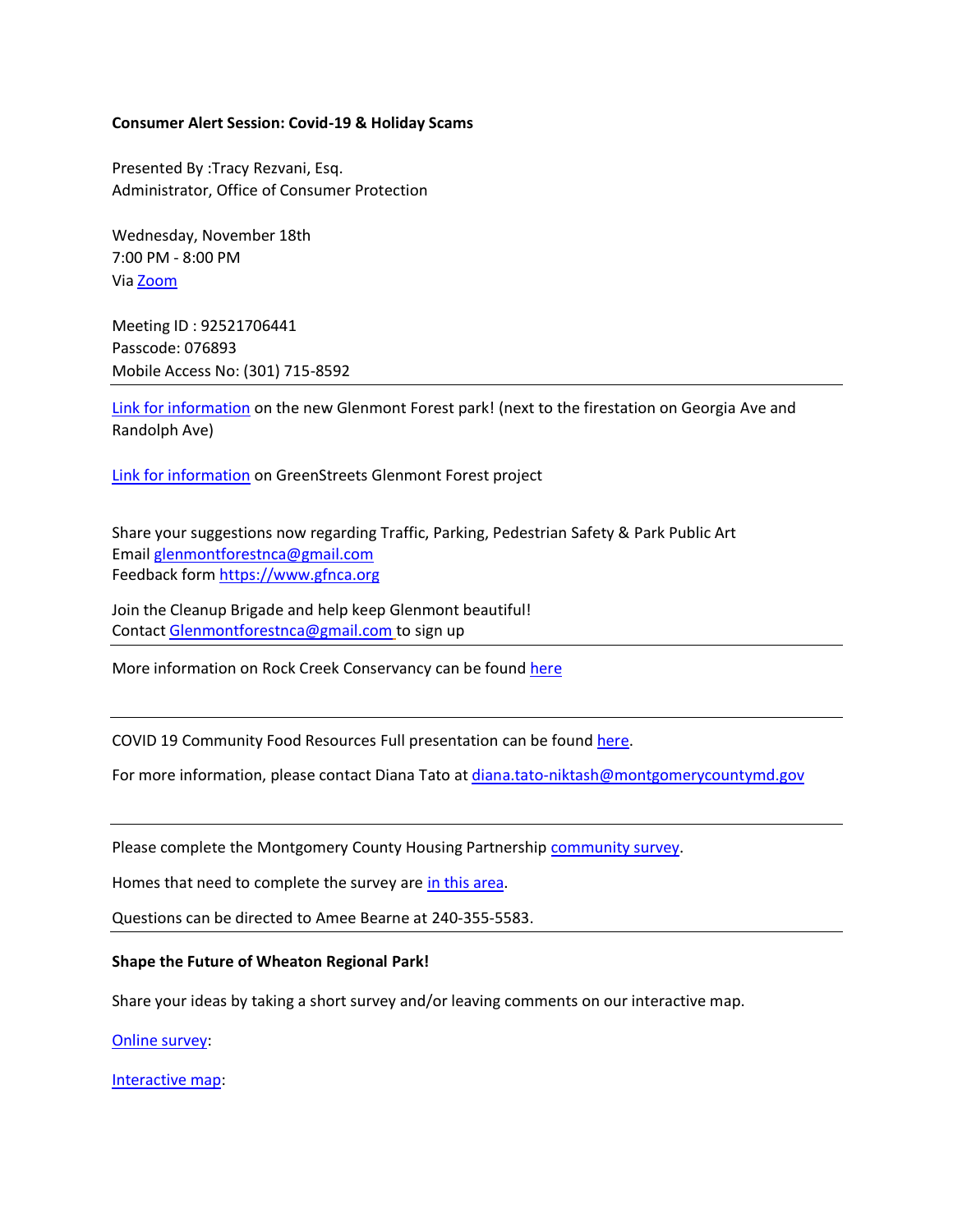**Consumer Alert Session: Covid-19 & Holiday Scams**

Presented By :Tracy Rezvani, Esq.
Administrator, Office of Consumer Protection

Wednesday, November 18th
7:00 PM - 8:00 PM
Via Zoom

Meeting ID : 92521706441
Passcode: 076893
Mobile Access No: (301) 715-8592

---

Link for information on the new Glenmont Forest park! (next to the firestation on Georgia Ave and Randolph Ave)

Link for information on GreenStreets Glenmont Forest project

Share your suggestions now regarding Traffic, Parking, Pedestrian Safety & Park Public Art
Email glenmontforestnca@gmail.com
Feedback form https://www.gfnca.org

Join the Cleanup Brigade and help keep Glenmont beautiful!
Contact Glenmontforestnca@gmail.com to sign up

---

More information on Rock Creek Conservancy can be found here

---

COVID 19 Community Food Resources Full presentation can be found here.

For more information, please contact Diana Tato at diana.tato-niktash@montgomerycountymd.gov

---

Please complete the Montgomery County Housing Partnership community survey.

Homes that need to complete the survey are in this area.

Questions can be directed to Amee Bearne at 240-355-5583.

---

**Shape the Future of Wheaton Regional Park!**

Share your ideas by taking a short survey and/or leaving comments on our interactive map.

Online survey:

Interactive map: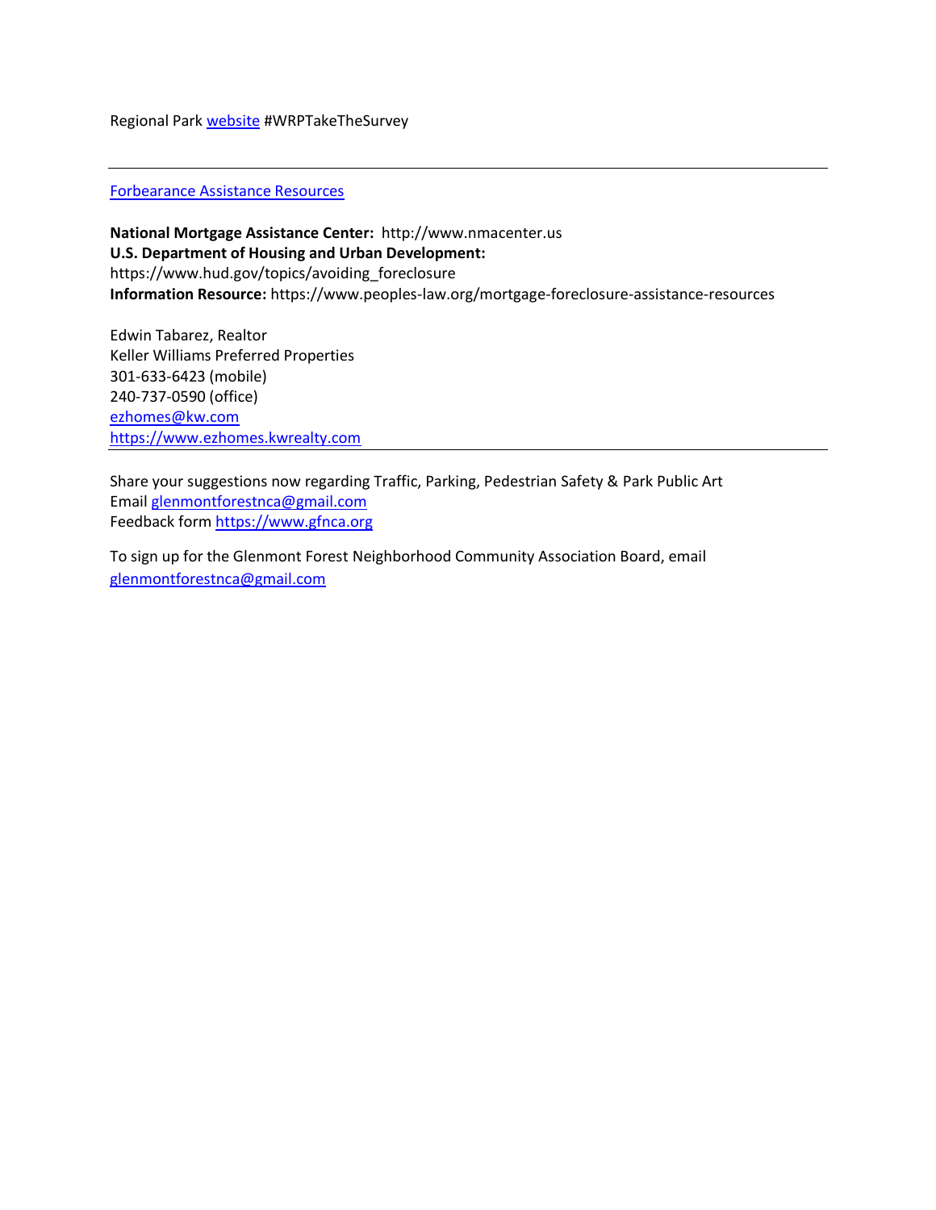Regional Park website #WRPTakeTheSurvey

---

Forbearance Assistance Resources

**National Mortgage Assistance Center:** http://www.nmacenter.us
**U.S. Department of Housing and Urban Development:**
https://www.hud.gov/topics/avoiding_foreclosure
**Information Resource:** https://www.peoples-law.org/mortgage-foreclosure-assistance-resources

Edwin Tabarez, Realtor
Keller Williams Preferred Properties
301-633-6423 (mobile)
240-737-0590 (office)
ezhomes@kw.com
https://www.ezhomes.kwrealty.com

---

Share your suggestions now regarding Traffic, Parking, Pedestrian Safety & Park Public Art
Email glenmontforestnca@gmail.com
Feedback form https://www.gfnca.org

To sign up for the Glenmont Forest Neighborhood Community Association Board, email glenmontforestnca@gmail.com